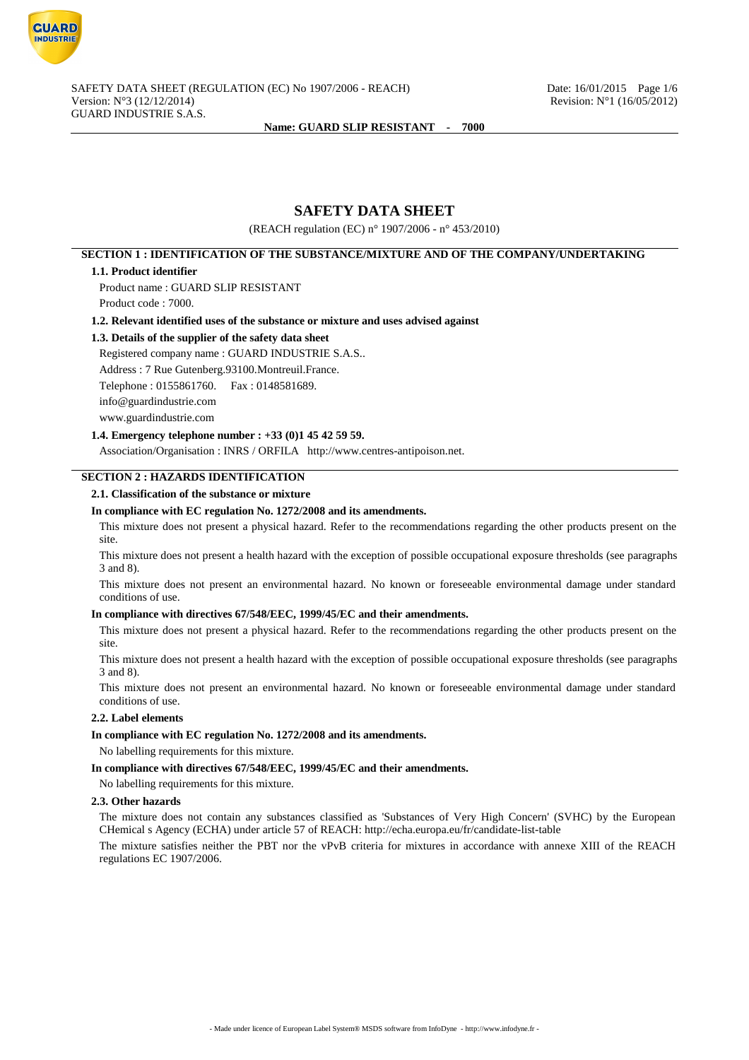# SAFETY DATA SHEET

(REACH regulation (EC) n° 1907/2006 - n° 453/2010)

## SECTION 1 : IDENTIFICATION OF THE SUBSTANCE/MIXTURE AND OF THE COMPANY/UNDERTAKING

### 1.1. Product identifier

Product name : GUARD SLIP RESISTANT

Product code : 7000.

### 1.2. Relevant identified uses of the substance or mixture and uses advised against

### 1.3. Details of the supplier of the safety data sheet

Registered company name : GUARD INDUSTRIE S.A.S..

Address : 7 Rue Gutenberg.93100.Montreuil.France.

Telephone : 0155861760. Fax : 0148581689.

info@guardindustrie.com

www.guardindustrie.com

### 1.4. Emergency telephone number : +33 (0)1 45 42 59 59.

Association/Organisation : INRS / ORFILA http://www.centres-antipoison.net.

## SECTION 2 : HAZARDS IDENTIFICATION

### 2.1. Classification of the substance or mixture

**In compliance with EC regulation No. 1272/2008 and its amendments.**

This mixture does not present a physical hazard. Refer to the recommendations regarding the other products present on the site.

This mixture does not present a health hazard with the exception of possible occupational exposure thresholds (see paragraphs 3 and 8).

This mixture does not present an environmental hazard. No known or foreseeable environmental damage under standard conditions of use.

**In compliance with directives 67/548/EEC, 1999/45/EC and their amendments.**

This mixture does not present a physical hazard. Refer to the recommendations regarding the other products present on the site.

This mixture does not present a health hazard with the exception of possible occupational exposure thresholds (see paragraphs 3 and 8).

This mixture does not present an environmental hazard. No known or foreseeable environmental damage under standard conditions of use.

### 2.2. Label elements

**In compliance with EC regulation No. 1272/2008 and its amendments.**

No labelling requirements for this mixture.

**In compliance with directives 67/548/EEC, 1999/45/EC and their amendments.**

No labelling requirements for this mixture.

### 2.3. Other hazards

The mixture does not contain any substances classified as 'Substances of Very High Concern' (SVHC) by the European CHemical s Agency (ECHA) under article 57 of REACH: http://echa.europa.eu/fr/candidate-list-table

The mixture satisfies neither the PBT nor the vPvB criteria for mixtures in accordance with annexe XIII of the REACH regulations EC 1907/2006.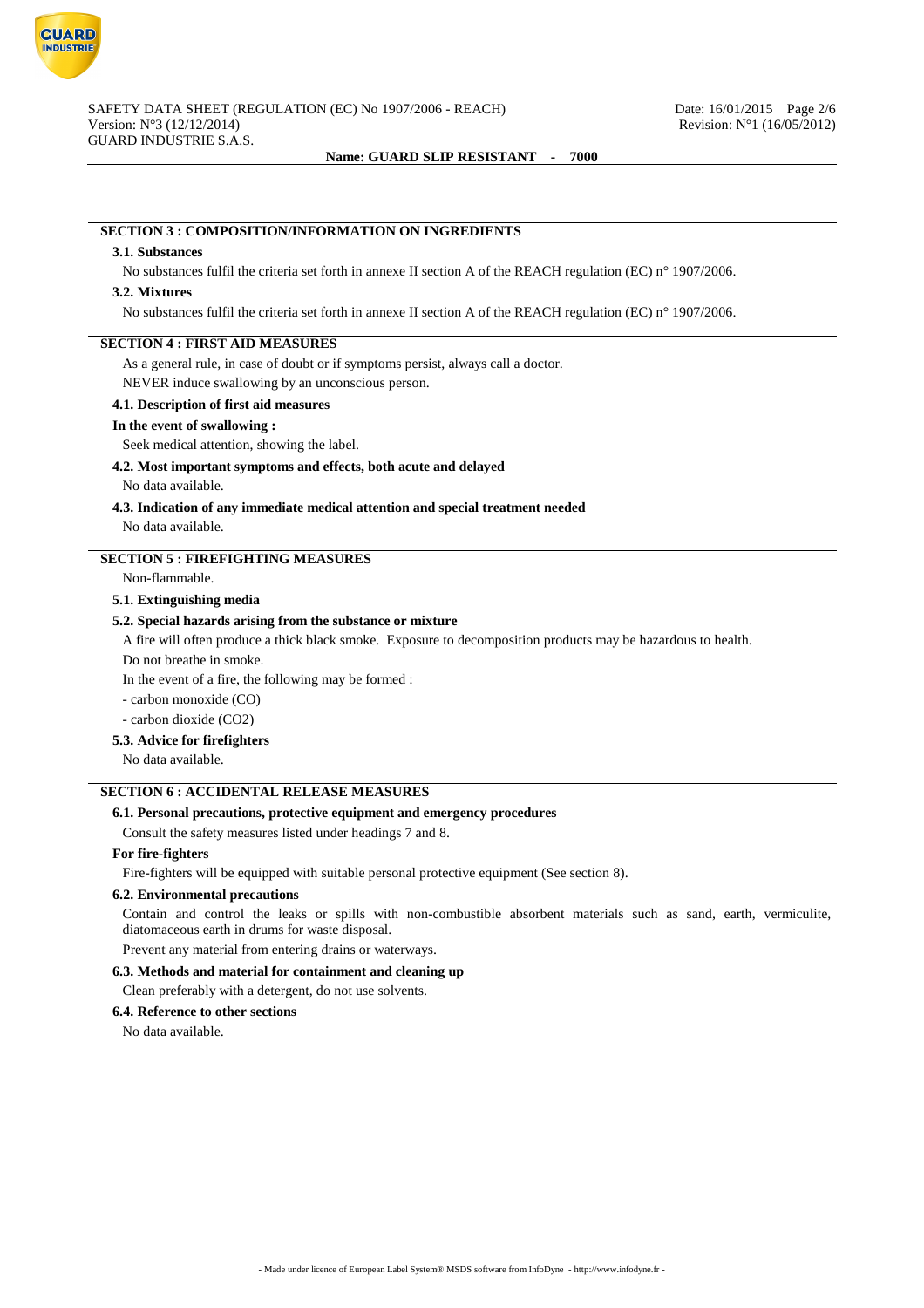## SECTION 3 : COMPOSITION/INFORMATION ON INGREDIENTS

### 3.1. Substances

No substances fulfil the criteria set forth in annexe II section A of the REACH regulation (EC) n° 1907/2006.

### 3.2. Mixtures

No substances fulfil the criteria set forth in annexe II section A of the REACH regulation (EC) n° 1907/2006.

## SECTION 4 : FIRST AID MEASURES

As a general rule, in case of doubt or if symptoms persist, always call a doctor.

NEVER induce swallowing by an unconscious person.

### 4.1. Description of first aid measures

**In the event of swallowing :**

Seek medical attention, showing the label.

### 4.2. Most important symptoms and effects, both acute and delayed

No data available.

### 4.3. Indication of any immediate medical attention and special treatment needed

No data available.

## SECTION 5 : FIREFIGHTING MEASURES

Non-flammable.

### 5.1. Extinguishing media

### 5.2. Special hazards arising from the substance or mixture

A fire will often produce a thick black smoke. Exposure to decomposition products may be hazardous to health.

Do not breathe in smoke.

In the event of a fire, the following may be formed :

- carbon monoxide (CO)
- carbon dioxide ($CO_2$)

### 5.3. Advice for firefighters

No data available.

## SECTION 6 : ACCIDENTAL RELEASE MEASURES

### 6.1. Personal precautions, protective equipment and emergency procedures

Consult the safety measures listed under headings 7 and 8.

**For fire-fighters**

Fire-fighters will be equipped with suitable personal protective equipment (See section 8).

### 6.2. Environmental precautions

Contain and control the leaks or spills with non-combustible absorbent materials such as sand, earth, vermiculite, diatomaceous earth in drums for waste disposal.

Prevent any material from entering drains or waterways.

### 6.3. Methods and material for containment and cleaning up

Clean preferably with a detergent, do not use solvents.

### 6.4. Reference to other sections

No data available.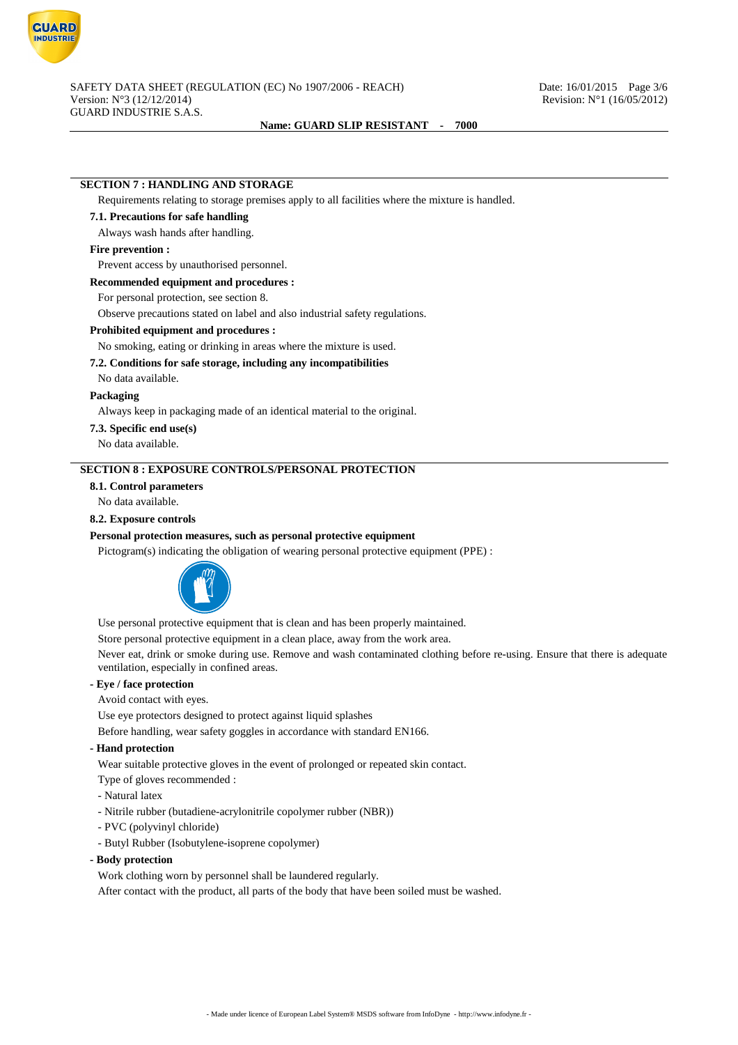## SECTION 7 : HANDLING AND STORAGE

Requirements relating to storage premises apply to all facilities where the mixture is handled.

### 7.1. Precautions for safe handling

Always wash hands after handling.

**Fire prevention :**

Prevent access by unauthorised personnel.

**Recommended equipment and procedures :**

For personal protection, see section 8.

Observe precautions stated on label and also industrial safety regulations.

**Prohibited equipment and procedures :**

No smoking, eating or drinking in areas where the mixture is used.

### 7.2. Conditions for safe storage, including any incompatibilities

No data available.

**Packaging**

Always keep in packaging made of an identical material to the original.

### 7.3. Specific end use(s)

No data available.

## SECTION 8 : EXPOSURE CONTROLS/PERSONAL PROTECTION

### 8.1. Control parameters

No data available.

### 8.2. Exposure controls

**Personal protection measures, such as personal protective equipment**

Pictogram(s) indicating the obligation of wearing personal protective equipment (PPE) :

Use personal protective equipment that is clean and has been properly maintained.

Store personal protective equipment in a clean place, away from the work area.

Never eat, drink or smoke during use. Remove and wash contaminated clothing before re-using. Ensure that there is adequate ventilation, especially in confined areas.

**- Eye / face protection**

Avoid contact with eyes.

Use eye protectors designed to protect against liquid splashes

Before handling, wear safety goggles in accordance with standard EN166.

**- Hand protection**

Wear suitable protective gloves in the event of prolonged or repeated skin contact.

Type of gloves recommended :

- Natural latex
- Nitrile rubber (butadiene-acrylonitrile copolymer rubber (NBR))
- PVC (polyvinyl chloride)
- Butyl Rubber (Isobutylene-isoprene copolymer)

**- Body protection**

Work clothing worn by personnel shall be laundered regularly.

After contact with the product, all parts of the body that have been soiled must be washed.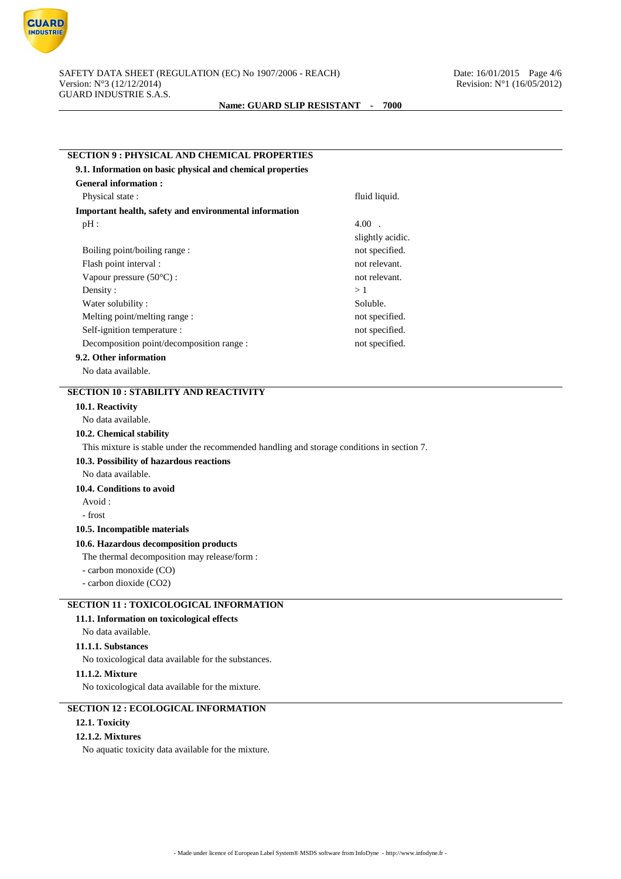## SECTION 9 : PHYSICAL AND CHEMICAL PROPERTIES

### 9.1. Information on basic physical and chemical properties

**General information :**

| | |
|---|---|
| Physical state : | fluid liquid. |

**Important health, safety and environmental information**

| | |
|---|---|
| pH : | 4.00 . |
| | slightly acidic. |
| Boiling point/boiling range : | not specified. |
| Flash point interval : | not relevant. |
| Vapour pressure (50°C) : | not relevant. |
| Density : | > 1 |
| Water solubility : | Soluble. |
| Melting point/melting range : | not specified. |
| Self-ignition temperature : | not specified. |
| Decomposition point/decomposition range : | not specified. |

### 9.2. Other information

No data available.

## SECTION 10 : STABILITY AND REACTIVITY

### 10.1. Reactivity

No data available.

### 10.2. Chemical stability

This mixture is stable under the recommended handling and storage conditions in section 7.

### 10.3. Possibility of hazardous reactions

No data available.

### 10.4. Conditions to avoid

Avoid :

- frost

### 10.5. Incompatible materials

### 10.6. Hazardous decomposition products

The thermal decomposition may release/form :

- carbon monoxide (CO)
- carbon dioxide ($CO_2$)

## SECTION 11 : TOXICOLOGICAL INFORMATION

### 11.1. Information on toxicological effects

No data available.

#### 11.1.1. Substances

No toxicological data available for the substances.

#### 11.1.2. Mixture

No toxicological data available for the mixture.

## SECTION 12 : ECOLOGICAL INFORMATION

### 12.1. Toxicity

#### 12.1.2. Mixtures

No aquatic toxicity data available for the mixture.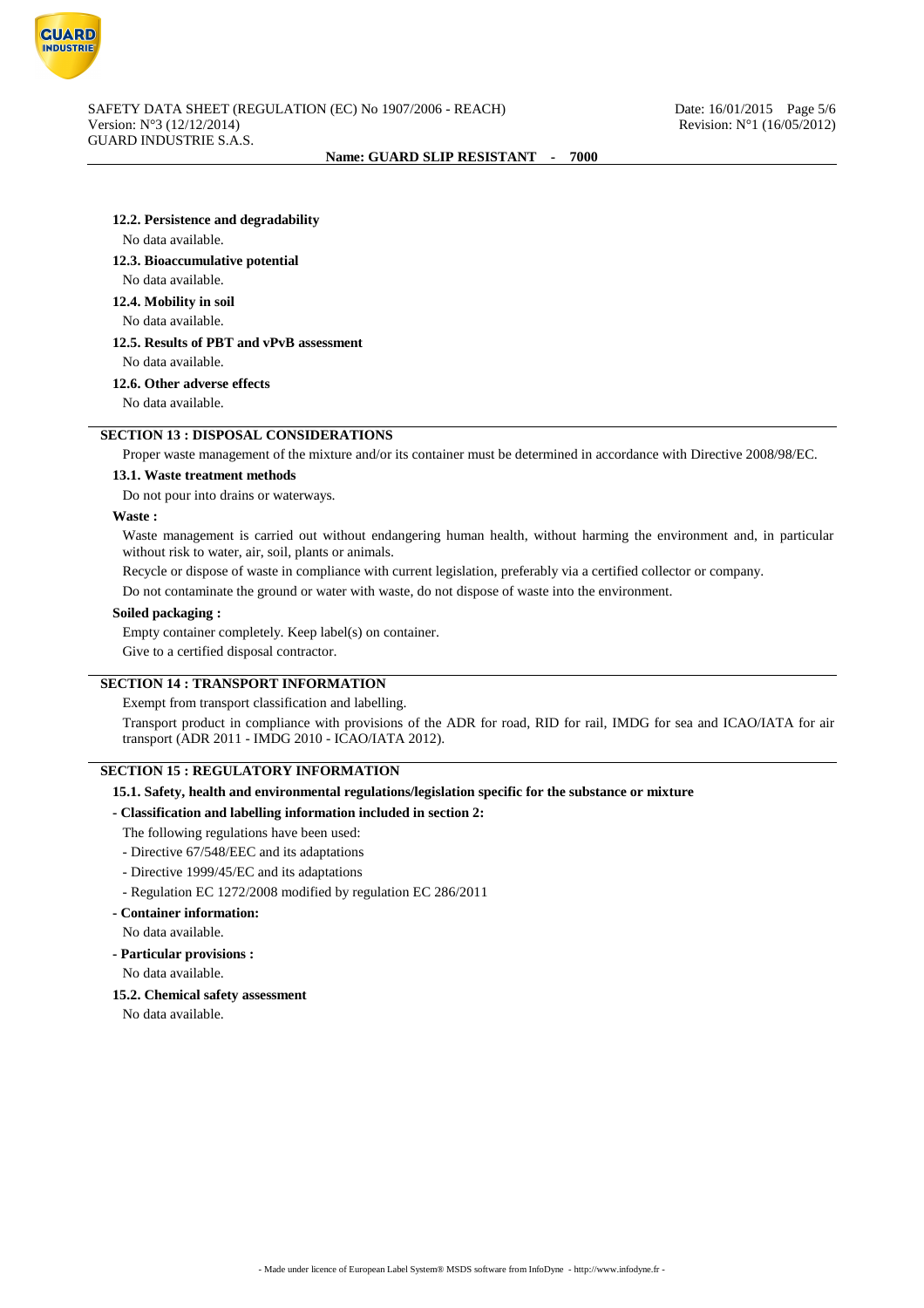#### 12.2. Persistence and degradability

No data available.

#### 12.3. Bioaccumulative potential

No data available.

#### 12.4. Mobility in soil

No data available.

#### 12.5. Results of PBT and vPvB assessment

No data available.

#### 12.6. Other adverse effects

No data available.

## SECTION 13 : DISPOSAL CONSIDERATIONS

Proper waste management of the mixture and/or its container must be determined in accordance with Directive 2008/98/EC.

#### 13.1. Waste treatment methods

Do not pour into drains or waterways.

**Waste :**

Waste management is carried out without endangering human health, without harming the environment and, in particular without risk to water, air, soil, plants or animals.

Recycle or dispose of waste in compliance with current legislation, preferably via a certified collector or company.

Do not contaminate the ground or water with waste, do not dispose of waste into the environment.

**Soiled packaging :**

Empty container completely. Keep label(s) on container.

Give to a certified disposal contractor.

## SECTION 14 : TRANSPORT INFORMATION

Exempt from transport classification and labelling.

Transport product in compliance with provisions of the ADR for road, RID for rail, IMDG for sea and ICAO/IATA for air transport (ADR 2011 - IMDG 2010 - ICAO/IATA 2012).

## SECTION 15 : REGULATORY INFORMATION

#### 15.1. Safety, health and environmental regulations/legislation specific for the substance or mixture

**- Classification and labelling information included in section 2:**

The following regulations have been used:

- Directive 67/548/EEC and its adaptations
- Directive 1999/45/EC and its adaptations
- Regulation EC 1272/2008 modified by regulation EC 286/2011

**- Container information:**

No data available.

**- Particular provisions :**

No data available.

#### 15.2. Chemical safety assessment

No data available.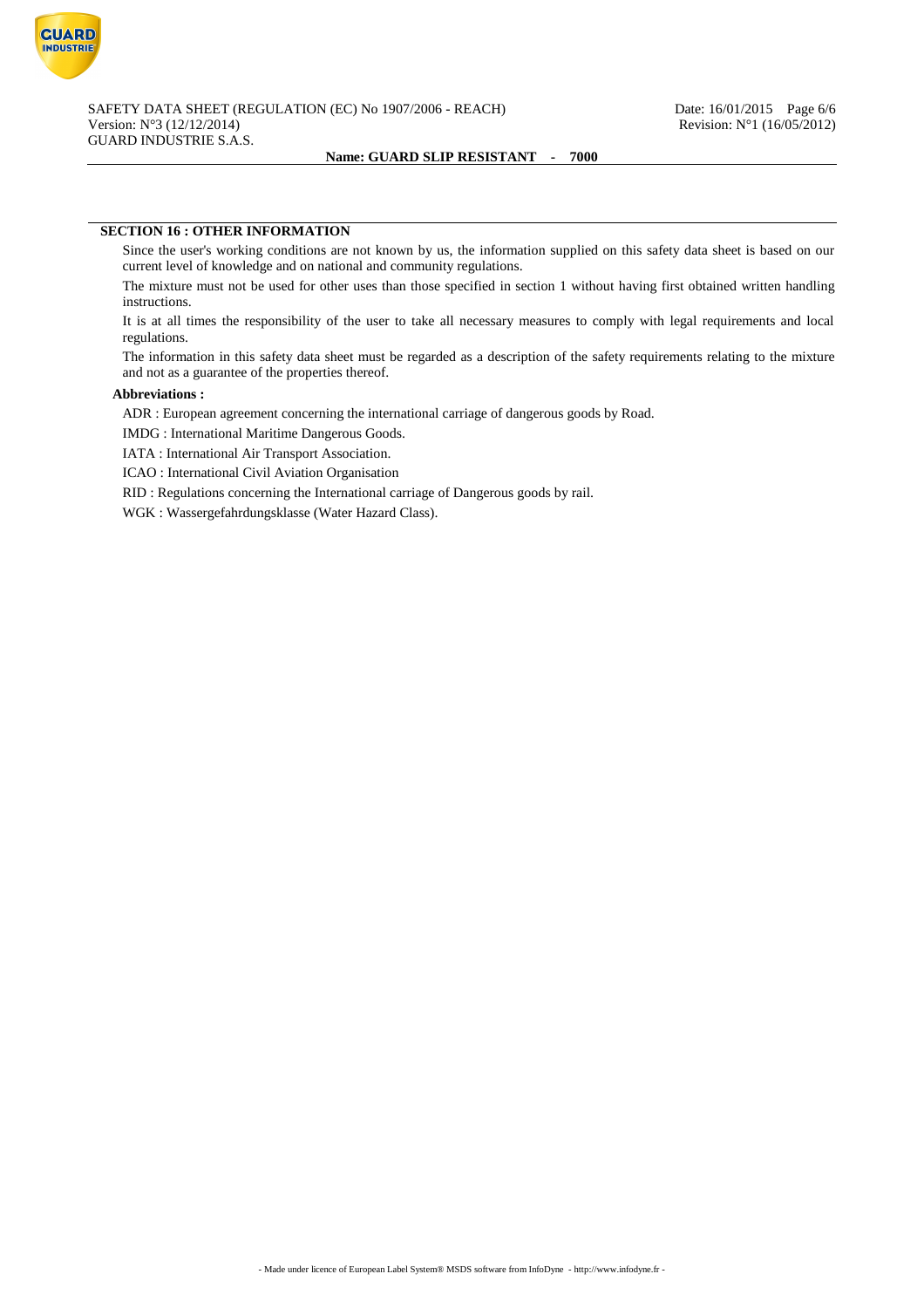## SECTION 16 : OTHER INFORMATION

Since the user's working conditions are not known by us, the information supplied on this safety data sheet is based on our current level of knowledge and on national and community regulations.

The mixture must not be used for other uses than those specified in section 1 without having first obtained written handling instructions.

It is at all times the responsibility of the user to take all necessary measures to comply with legal requirements and local regulations.

The information in this safety data sheet must be regarded as a description of the safety requirements relating to the mixture and not as a guarantee of the properties thereof.

**Abbreviations :**

ADR : European agreement concerning the international carriage of dangerous goods by Road.

IMDG : International Maritime Dangerous Goods.

IATA : International Air Transport Association.

ICAO : International Civil Aviation Organisation

RID : Regulations concerning the International carriage of Dangerous goods by rail.

WGK : Wassergefahrdungsklasse (Water Hazard Class).